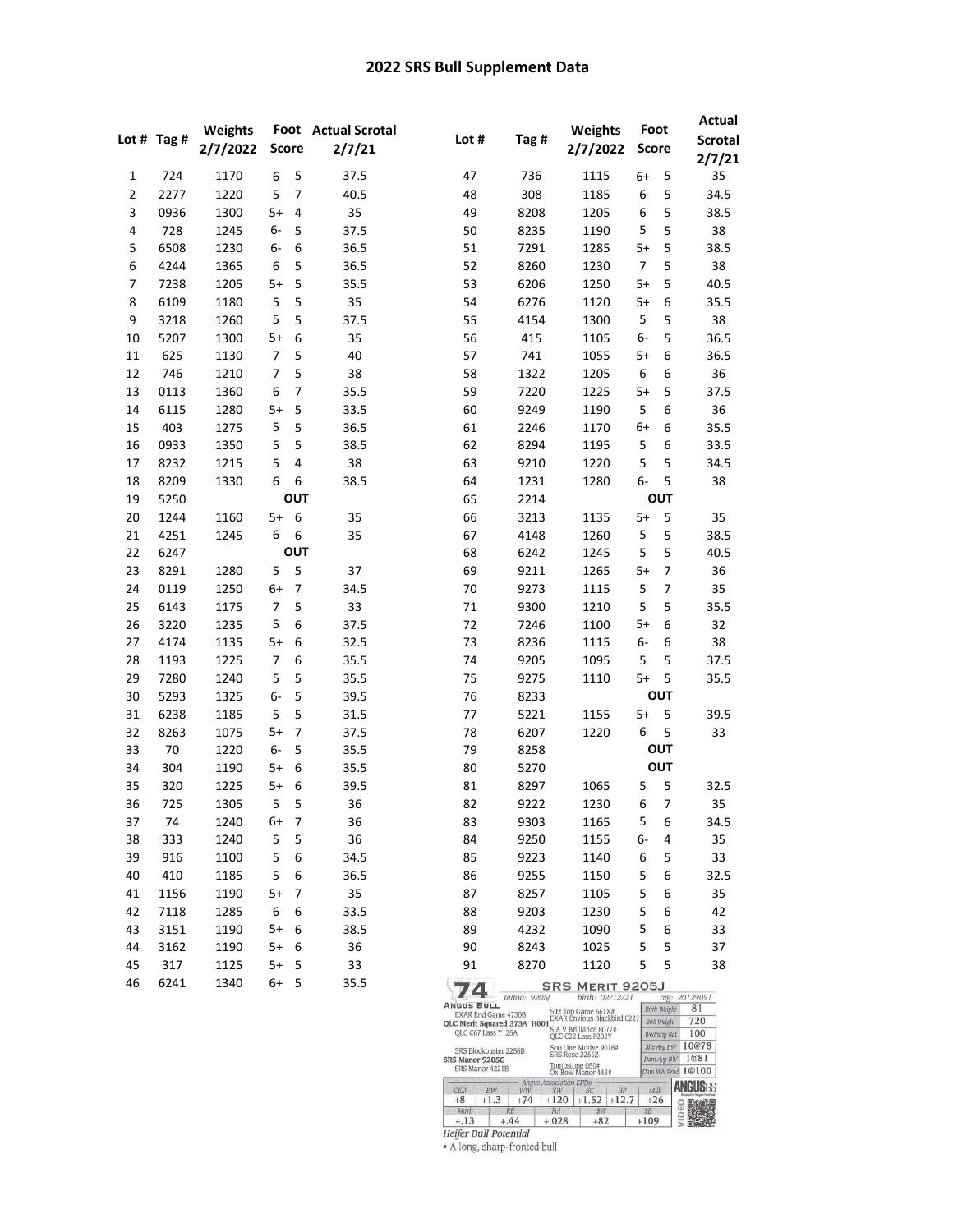# 2022 SRS Bull Supplement Data

| Lot # | Tag # | Weights 2/7/2022 | Foot Score | | Actual Scrotal 2/7/21 |
|---|---|---|---|---|---|
| 1 | 724 | 1170 | 6 | 5 | 37.5 |
| 2 | 2277 | 1220 | 5 | 7 | 40.5 |
| 3 | 0936 | 1300 | 5+ | 4 | 35 |
| 4 | 728 | 1245 | 6- | 5 | 37.5 |
| 5 | 6508 | 1230 | 6- | 6 | 36.5 |
| 6 | 4244 | 1365 | 6 | 5 | 36.5 |
| 7 | 7238 | 1205 | 5+ | 5 | 35.5 |
| 8 | 6109 | 1180 | 5 | 5 | 35 |
| 9 | 3218 | 1260 | 5 | 5 | 37.5 |
| 10 | 5207 | 1300 | 5+ | 6 | 35 |
| 11 | 625 | 1130 | 7 | 5 | 40 |
| 12 | 746 | 1210 | 7 | 5 | 38 |
| 13 | 0113 | 1360 | 6 | 7 | 35.5 |
| 14 | 6115 | 1280 | 5+ | 5 | 33.5 |
| 15 | 403 | 1275 | 5 | 5 | 36.5 |
| 16 | 0933 | 1350 | 5 | 5 | 38.5 |
| 17 | 8232 | 1215 | 5 | 4 | 38 |
| 18 | 8209 | 1330 | 6 | 6 | 38.5 |
| 19 | 5250 | | OUT | | |
| 20 | 1244 | 1160 | 5+ | 6 | 35 |
| 21 | 4251 | 1245 | 6 | 6 | 35 |
| 22 | 6247 | | OUT | | |
| 23 | 8291 | 1280 | 5 | 5 | 37 |
| 24 | 0119 | 1250 | 6+ | 7 | 34.5 |
| 25 | 6143 | 1175 | 7 | 5 | 33 |
| 26 | 3220 | 1235 | 5 | 6 | 37.5 |
| 27 | 4174 | 1135 | 5+ | 6 | 32.5 |
| 28 | 1193 | 1225 | 7 | 6 | 35.5 |
| 29 | 7280 | 1240 | 5 | 5 | 35.5 |
| 30 | 5293 | 1325 | 6- | 5 | 39.5 |
| 31 | 6238 | 1185 | 5 | 5 | 31.5 |
| 32 | 8263 | 1075 | 5+ | 7 | 37.5 |
| 33 | 70 | 1220 | 6- | 5 | 35.5 |
| 34 | 304 | 1190 | 5+ | 6 | 35.5 |
| 35 | 320 | 1225 | 5+ | 6 | 39.5 |
| 36 | 725 | 1305 | 5 | 5 | 36 |
| 37 | 74 | 1240 | 6+ | 7 | 36 |
| 38 | 333 | 1240 | 5 | 5 | 36 |
| 39 | 916 | 1100 | 5 | 6 | 34.5 |
| 40 | 410 | 1185 | 5 | 6 | 36.5 |
| 41 | 1156 | 1190 | 5+ | 7 | 35 |
| 42 | 7118 | 1285 | 6 | 6 | 33.5 |
| 43 | 3151 | 1190 | 5+ | 6 | 38.5 |
| 44 | 3162 | 1190 | 5+ | 6 | 36 |
| 45 | 317 | 1125 | 5+ | 5 | 33 |
| 46 | 6241 | 1340 | 6+ | 5 | 35.5 |
| 47 | 736 | 1115 | 6+ | 5 | 35 |
| 48 | 308 | 1185 | 6 | 5 | 34.5 |
| 49 | 8208 | 1205 | 6 | 5 | 38.5 |
| 50 | 8235 | 1190 | 5 | 5 | 38 |
| 51 | 7291 | 1285 | 5+ | 5 | 38.5 |
| 52 | 8260 | 1230 | 7 | 5 | 38 |
| 53 | 6206 | 1250 | 5+ | 5 | 40.5 |
| 54 | 6276 | 1120 | 5+ | 6 | 35.5 |
| 55 | 4154 | 1300 | 5 | 5 | 38 |
| 56 | 415 | 1105 | 6- | 5 | 36.5 |
| 57 | 741 | 1055 | 5+ | 6 | 36.5 |
| 58 | 1322 | 1205 | 6 | 6 | 36 |
| 59 | 7220 | 1225 | 5+ | 5 | 37.5 |
| 60 | 9249 | 1190 | 5 | 6 | 36 |
| 61 | 2246 | 1170 | 6+ | 6 | 35.5 |
| 62 | 8294 | 1195 | 5 | 6 | 33.5 |
| 63 | 9210 | 1220 | 5 | 5 | 34.5 |
| 64 | 1231 | 1280 | 6- | 5 | 38 |
| 65 | 2214 | | OUT | | |
| 66 | 3213 | 1135 | 5+ | 5 | 35 |
| 67 | 4148 | 1260 | 5 | 5 | 38.5 |
| 68 | 6242 | 1245 | 5 | 5 | 40.5 |
| 69 | 9211 | 1265 | 5+ | 7 | 36 |
| 70 | 9273 | 1115 | 5 | 7 | 35 |
| 71 | 9300 | 1210 | 5 | 5 | 35.5 |
| 72 | 7246 | 1100 | 5+ | 6 | 32 |
| 73 | 8236 | 1115 | 6- | 6 | 38 |
| 74 | 9205 | 1095 | 5 | 5 | 37.5 |
| 75 | 9275 | 1110 | 5+ | 5 | 35.5 |
| 76 | 8233 | | OUT | | |
| 77 | 5221 | 1155 | 5+ | 5 | 39.5 |
| 78 | 6207 | 1220 | 6 | 5 | 33 |
| 79 | 8258 | | OUT | | |
| 80 | 5270 | | OUT | | |
| 81 | 8297 | 1065 | 5 | 5 | 32.5 |
| 82 | 9222 | 1230 | 6 | 7 | 35 |
| 83 | 9303 | 1165 | 5 | 6 | 34.5 |
| 84 | 9250 | 1155 | 6- | 4 | 35 |
| 85 | 9223 | 1140 | 6 | 5 | 33 |
| 86 | 9255 | 1150 | 5 | 6 | 32.5 |
| 87 | 8257 | 1105 | 5 | 6 | 35 |
| 88 | 9203 | 1230 | 5 | 6 | 42 |
| 89 | 4232 | 1090 | 5 | 6 | 33 |
| 90 | 8243 | 1025 | 5 | 5 | 37 |
| 91 | 8270 | 1120 | 5 | 5 | 38 |

**74** ANGUS BULL — **SRS MERIT 9205J**

tattoo: 9205J birth: 02/12/21 reg: 20129091

EXAR End Game 4730B
QLC Merit Squared 373A H001
QLC C67 Lass Y128A
Sitz Top Game 561X#
EXAR Envious Blackbird 0227
S A V Brilliance 8077#
QLC C22 Lass P202Y

SRS Blockbuster 2256B
SRS Manor 9205G
SRS Manor 4221B
Soo Line Motive 9016#
SRS Rose 2256Z
Tombstone 050#
Ox Bow Manor 443#

| Birth Weight | 81 |
|---|---|
| 205 Weight | 720 |
| Weaning Rat. | 100 |
| Sire Avg BW | 10@78 |
| Dam Avg BW | 1@81 |
| Dam WN Prod. | 1@100 |

Angus Association EPDs

| CED | BW | WW | YW | SC | HP | Milk |
|---|---|---|---|---|---|---|
| +8 | +1.3 | +74 | +120 | +1.52 | +12.7 | +26 |

| Marb | RE | Fat | $W | $B |
|---|---|---|---|---|
| +.13 | +.44 | +.028 | +82 | +109 |

*Heifer Bull Potential*

- A long, sharp-fronted bull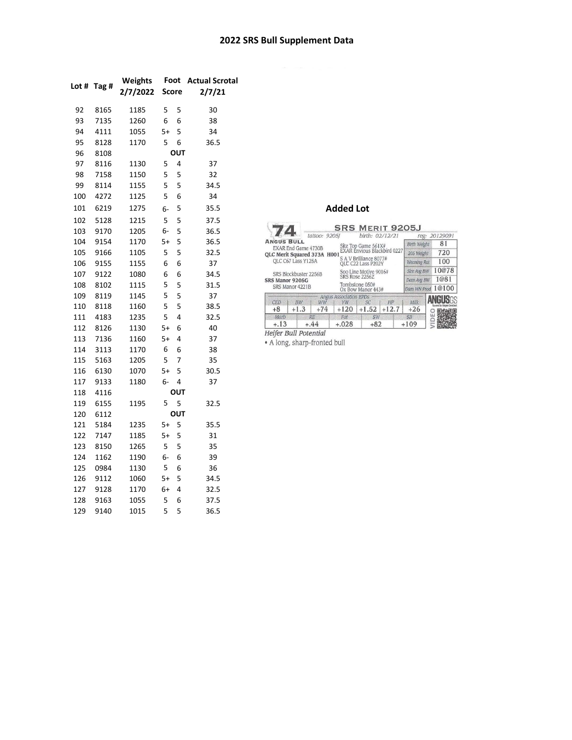# 2022 SRS Bull Supplement Data

| Lot # | Tag # | Weights 2/7/2022 | Foot Score | | Actual Scrotal 2/7/21 |
|---|---|---|---|---|---|
| 92 | 8165 | 1185 | 5 | 5 | 30 |
| 93 | 7135 | 1260 | 6 | 6 | 38 |
| 94 | 4111 | 1055 | 5+ | 5 | 34 |
| 95 | 8128 | 1170 | 5 | 6 | 36.5 |
| 96 | 8108 | | OUT | | |
| 97 | 8116 | 1130 | 5 | 4 | 37 |
| 98 | 7158 | 1150 | 5 | 5 | 32 |
| 99 | 8114 | 1155 | 5 | 5 | 34.5 |
| 100 | 4272 | 1125 | 5 | 6 | 34 |
| 101 | 6219 | 1275 | 6- | 5 | 35.5 |
| 102 | 5128 | 1215 | 5 | 5 | 37.5 |
| 103 | 9170 | 1205 | 6- | 5 | 36.5 |
| 104 | 9154 | 1170 | 5+ | 5 | 36.5 |
| 105 | 9166 | 1105 | 5 | 5 | 32.5 |
| 106 | 9155 | 1155 | 6 | 6 | 37 |
| 107 | 9122 | 1080 | 6 | 6 | 34.5 |
| 108 | 8102 | 1115 | 5 | 5 | 31.5 |
| 109 | 8119 | 1145 | 5 | 5 | 37 |
| 110 | 8118 | 1160 | 5 | 5 | 38.5 |
| 111 | 4183 | 1235 | 5 | 4 | 32.5 |
| 112 | 8126 | 1130 | 5+ | 6 | 40 |
| 113 | 7136 | 1160 | 5+ | 4 | 37 |
| 114 | 3113 | 1170 | 6 | 6 | 38 |
| 115 | 5163 | 1205 | 5 | 7 | 35 |
| 116 | 6130 | 1070 | 5+ | 5 | 30.5 |
| 117 | 9133 | 1180 | 6- | 4 | 37 |
| 118 | 4116 | | OUT | | |
| 119 | 6155 | 1195 | 5 | 5 | 32.5 |
| 120 | 6112 | | OUT | | |
| 121 | 5184 | 1235 | 5+ | 5 | 35.5 |
| 122 | 7147 | 1185 | 5+ | 5 | 31 |
| 123 | 8150 | 1265 | 5 | 5 | 35 |
| 124 | 1162 | 1190 | 6- | 6 | 39 |
| 125 | 0984 | 1130 | 5 | 6 | 36 |
| 126 | 9112 | 1060 | 5+ | 5 | 34.5 |
| 127 | 9128 | 1170 | 6+ | 4 | 32.5 |
| 128 | 9163 | 1055 | 5 | 6 | 37.5 |
| 129 | 9140 | 1015 | 5 | 5 | 36.5 |

## Added Lot

**74** — **SRS MERIT 9205J**

tattoo: 9205J birth: 02/12/21 reg: 20129091

**ANGUS BULL**

EXAR End Game 4730B
**QLC Merit Squared 373A H001**
QLC C67 Lass Y125A
Sitz Top Game 561X#
EXAR Envious Blackbird 0227
S A V Brilliance 8077#
QLC C22 Lass P202Y

SRS Blockbuster 2256B
**SRS Manor 9205G**
SRS Manor 4221B
Soo Line Motive 9016#
SRS Rose 2256Z
Tombstone 050#
Ox Bow Manor 443#

| | |
|---|---|
| Birth Weight | 81 |
| 205 Weight | 720 |
| Weaning Rat | 100 |
| Sire Avg BW | 10@78 |
| Dam Avg BW | 1@81 |
| Dam WN Prod | 1@100 |

Angus Association EPDs

| CED | BW | WW | YW | SC | HP | Milk |
|---|---|---|---|---|---|---|
| +8 | +1.3 | +74 | +120 | +1.52 | +12.7 | +26 |

| Marb | RE | Fat | $W | $B |
|---|---|---|---|---|
| +.13 | +.44 | +.028 | +82 | +109 |

ANGUS GS

VIDEO

*Heifer Bull Potential*

- A long, sharp-fronted bull